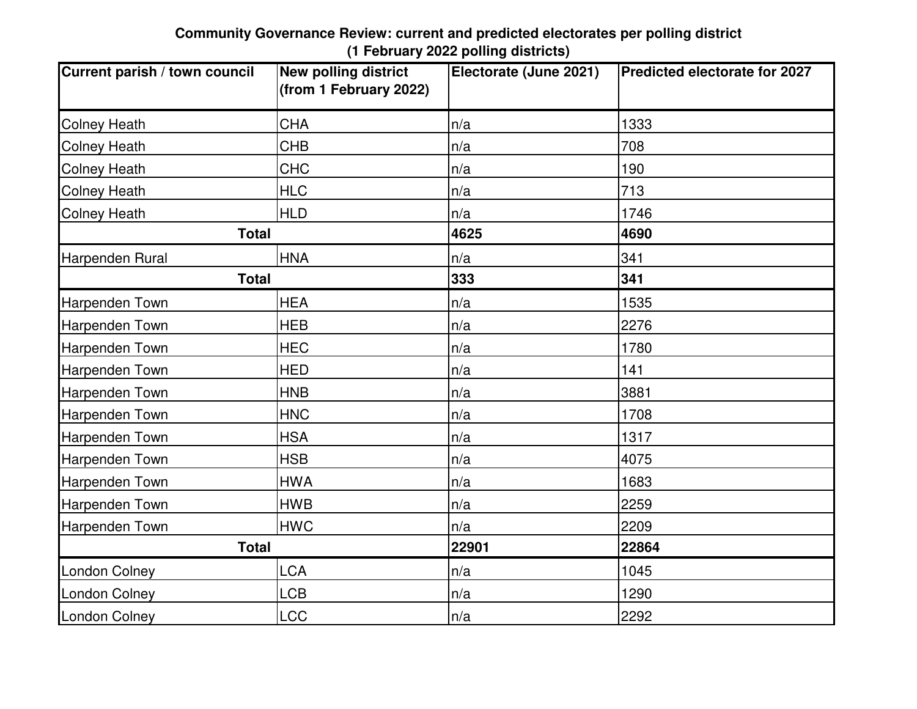**Community Governance Review: current and predicted electorates per polling district (1 February 2022 polling districts)**

| Current parish / town council | New polling district (from 1 February 2022) | Electorate (June 2021) | Predicted electorate for 2027 |
|---|---|---|---|
| Colney Heath | CHA | n/a | 1333 |
| Colney Heath | CHB | n/a | 708 |
| Colney Heath | CHC | n/a | 190 |
| Colney Heath | HLC | n/a | 713 |
| Colney Heath | HLD | n/a | 1746 |
| **Total** | | **4625** | **4690** |
| Harpenden Rural | HNA | n/a | 341 |
| **Total** | | **333** | **341** |
| Harpenden Town | HEA | n/a | 1535 |
| Harpenden Town | HEB | n/a | 2276 |
| Harpenden Town | HEC | n/a | 1780 |
| Harpenden Town | HED | n/a | 141 |
| Harpenden Town | HNB | n/a | 3881 |
| Harpenden Town | HNC | n/a | 1708 |
| Harpenden Town | HSA | n/a | 1317 |
| Harpenden Town | HSB | n/a | 4075 |
| Harpenden Town | HWA | n/a | 1683 |
| Harpenden Town | HWB | n/a | 2259 |
| Harpenden Town | HWC | n/a | 2209 |
| **Total** | | **22901** | **22864** |
| London Colney | LCA | n/a | 1045 |
| London Colney | LCB | n/a | 1290 |
| London Colney | LCC | n/a | 2292 |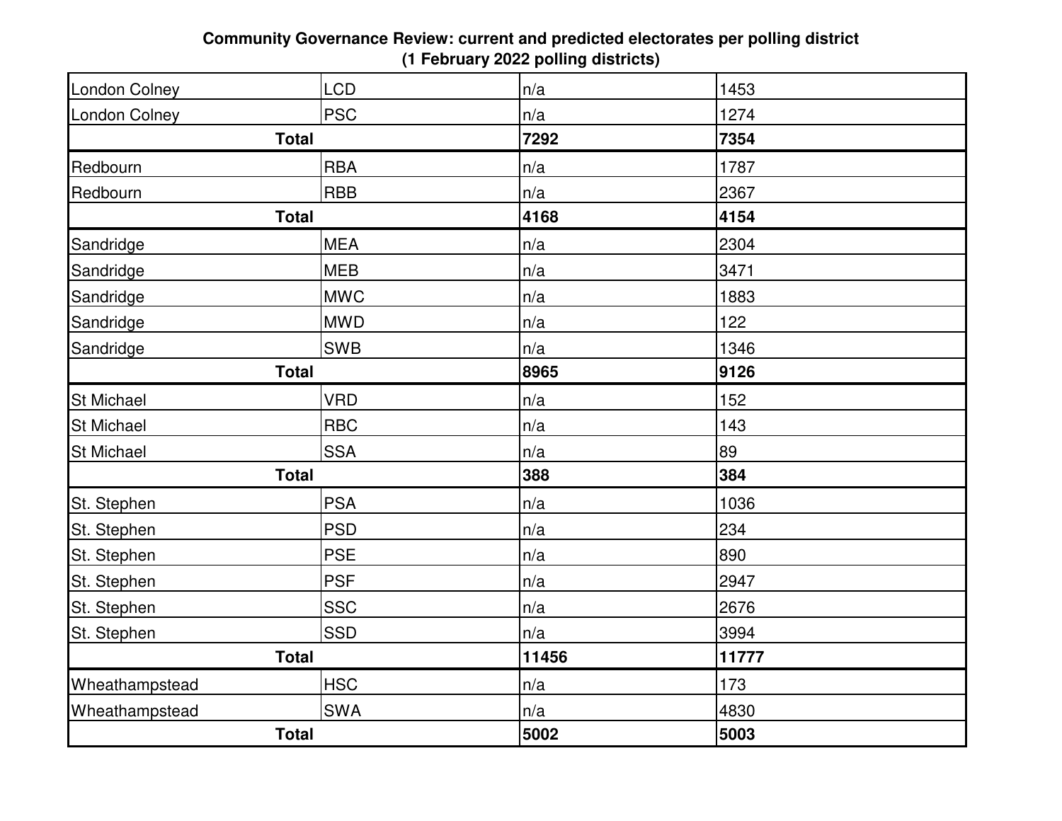**Community Governance Review: current and predicted electorates per polling district (1 February 2022 polling districts)**

| | | | |
|---|---|---|---|
| London Colney | LCD | n/a | 1453 |
| London Colney | PSC | n/a | 1274 |
| **Total** | | **7292** | **7354** |
| Redbourn | RBA | n/a | 1787 |
| Redbourn | RBB | n/a | 2367 |
| **Total** | | **4168** | **4154** |
| Sandridge | MEA | n/a | 2304 |
| Sandridge | MEB | n/a | 3471 |
| Sandridge | MWC | n/a | 1883 |
| Sandridge | MWD | n/a | 122 |
| Sandridge | SWB | n/a | 1346 |
| **Total** | | **8965** | **9126** |
| St Michael | VRD | n/a | 152 |
| St Michael | RBC | n/a | 143 |
| St Michael | SSA | n/a | 89 |
| **Total** | | **388** | **384** |
| St. Stephen | PSA | n/a | 1036 |
| St. Stephen | PSD | n/a | 234 |
| St. Stephen | PSE | n/a | 890 |
| St. Stephen | PSF | n/a | 2947 |
| St. Stephen | SSC | n/a | 2676 |
| St. Stephen | SSD | n/a | 3994 |
| **Total** | | **11456** | **11777** |
| Wheathampstead | HSC | n/a | 173 |
| Wheathampstead | SWA | n/a | 4830 |
| **Total** | | **5002** | **5003** |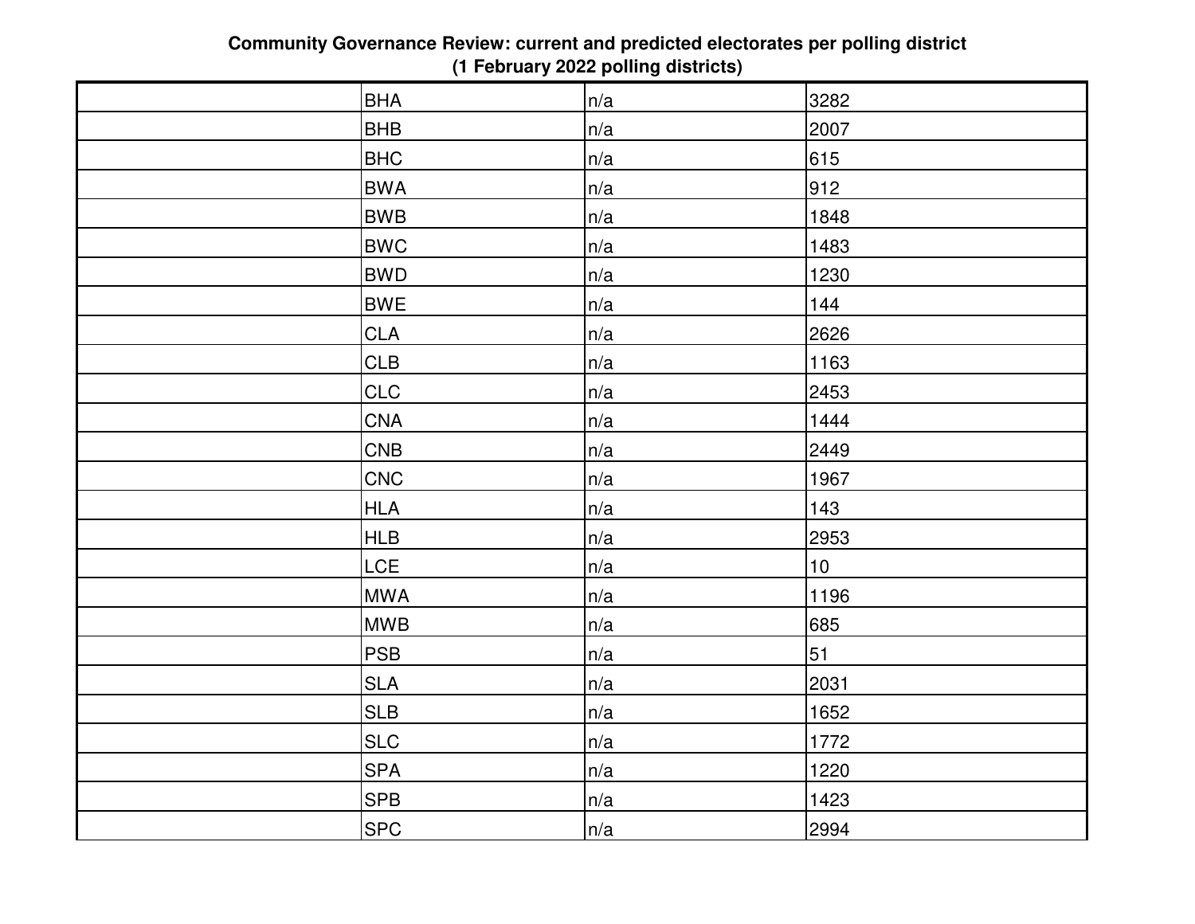## Community Governance Review: current and predicted electorates per polling district
## (1 February 2022 polling districts)

| | | | |
|---|---|---|---|
| | BHA | n/a | 3282 |
| | BHB | n/a | 2007 |
| | BHC | n/a | 615 |
| | BWA | n/a | 912 |
| | BWB | n/a | 1848 |
| | BWC | n/a | 1483 |
| | BWD | n/a | 1230 |
| | BWE | n/a | 144 |
| | CLA | n/a | 2626 |
| | CLB | n/a | 1163 |
| | CLC | n/a | 2453 |
| | CNA | n/a | 1444 |
| | CNB | n/a | 2449 |
| | CNC | n/a | 1967 |
| | HLA | n/a | 143 |
| | HLB | n/a | 2953 |
| | LCE | n/a | 10 |
| | MWA | n/a | 1196 |
| | MWB | n/a | 685 |
| | PSB | n/a | 51 |
| | SLA | n/a | 2031 |
| | SLB | n/a | 1652 |
| | SLC | n/a | 1772 |
| | SPA | n/a | 1220 |
| | SPB | n/a | 1423 |
| | SPC | n/a | 2994 |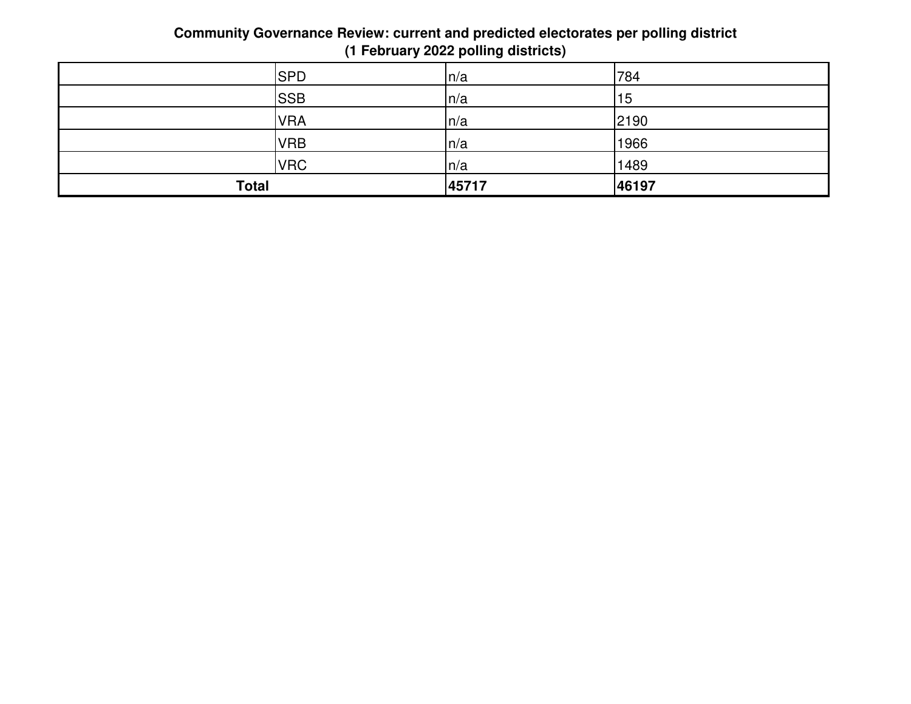**Community Governance Review: current and predicted electorates per polling district**
**(1 February 2022 polling districts)**

| | | | |
|---|---|---|---|
| | SPD | n/a | 784 |
| | SSB | n/a | 15 |
| | VRA | n/a | 2190 |
| | VRB | n/a | 1966 |
| | VRC | n/a | 1489 |
| **Total** | | **45717** | **46197** |